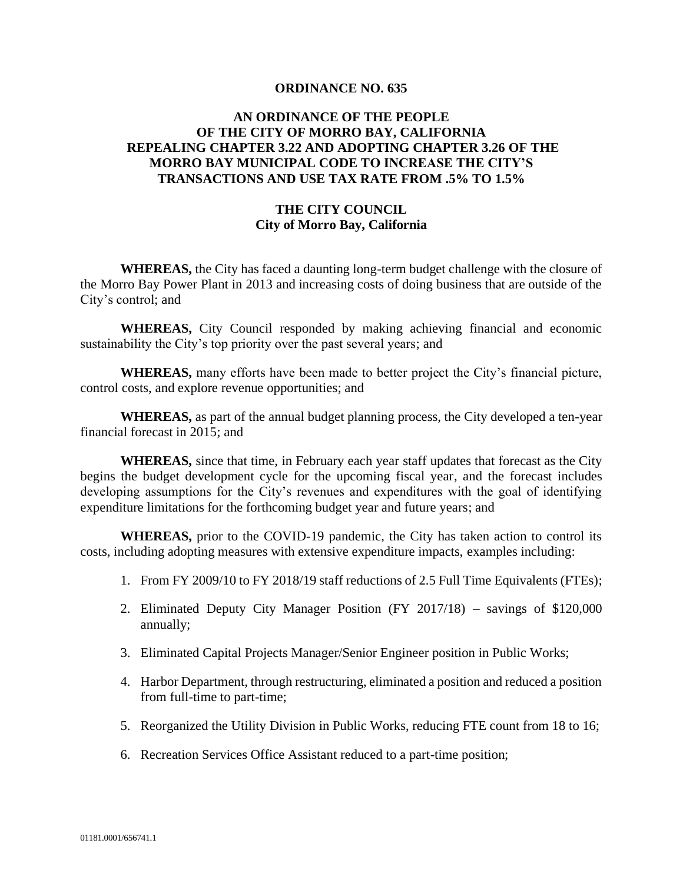# ORDINANCE NO. 635

## AN ORDINANCE OF THE PEOPLE OF THE CITY OF MORRO BAY, CALIFORNIA REPEALING CHAPTER 3.22 AND ADOPTING CHAPTER 3.26 OF THE MORRO BAY MUNICIPAL CODE TO INCREASE THE CITY'S TRANSACTIONS AND USE TAX RATE FROM .5% TO 1.5%

### THE CITY COUNCIL
### City of Morro Bay, California

**WHEREAS,** the City has faced a daunting long-term budget challenge with the closure of the Morro Bay Power Plant in 2013 and increasing costs of doing business that are outside of the City's control; and

**WHEREAS,** City Council responded by making achieving financial and economic sustainability the City's top priority over the past several years; and

**WHEREAS,** many efforts have been made to better project the City's financial picture, control costs, and explore revenue opportunities; and

**WHEREAS,** as part of the annual budget planning process, the City developed a ten-year financial forecast in 2015; and

**WHEREAS,** since that time, in February each year staff updates that forecast as the City begins the budget development cycle for the upcoming fiscal year, and the forecast includes developing assumptions for the City's revenues and expenditures with the goal of identifying expenditure limitations for the forthcoming budget year and future years; and

**WHEREAS,** prior to the COVID-19 pandemic, the City has taken action to control its costs, including adopting measures with extensive expenditure impacts, examples including:

1. From FY 2009/10 to FY 2018/19 staff reductions of 2.5 Full Time Equivalents (FTEs);
2. Eliminated Deputy City Manager Position (FY 2017/18) – savings of $120,000 annually;
3. Eliminated Capital Projects Manager/Senior Engineer position in Public Works;
4. Harbor Department, through restructuring, eliminated a position and reduced a position from full-time to part-time;
5. Reorganized the Utility Division in Public Works, reducing FTE count from 18 to 16;
6. Recreation Services Office Assistant reduced to a part-time position;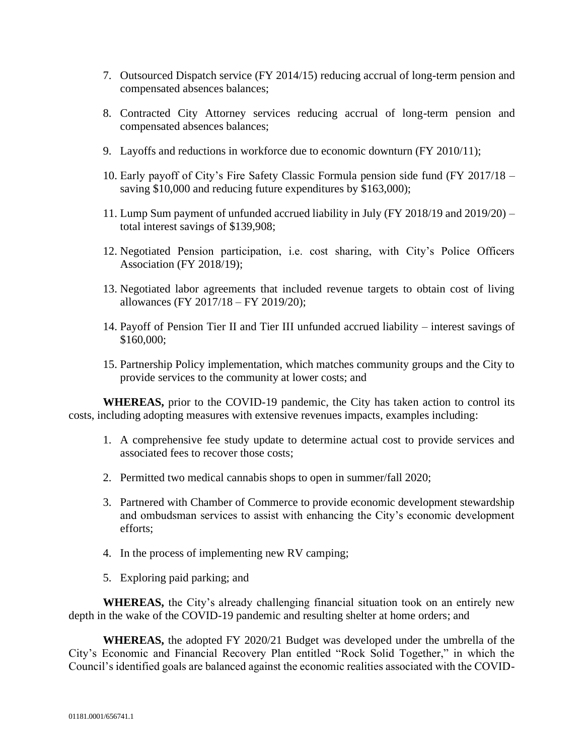7. Outsourced Dispatch service (FY 2014/15) reducing accrual of long-term pension and compensated absences balances;

8. Contracted City Attorney services reducing accrual of long-term pension and compensated absences balances;

9. Layoffs and reductions in workforce due to economic downturn (FY 2010/11);

10. Early payoff of City's Fire Safety Classic Formula pension side fund (FY 2017/18 – saving $10,000 and reducing future expenditures by $163,000);

11. Lump Sum payment of unfunded accrued liability in July (FY 2018/19 and 2019/20) – total interest savings of $139,908;

12. Negotiated Pension participation, i.e. cost sharing, with City's Police Officers Association (FY 2018/19);

13. Negotiated labor agreements that included revenue targets to obtain cost of living allowances (FY 2017/18 – FY 2019/20);

14. Payoff of Pension Tier II and Tier III unfunded accrued liability – interest savings of $160,000;

15. Partnership Policy implementation, which matches community groups and the City to provide services to the community at lower costs; and

**WHEREAS,** prior to the COVID-19 pandemic, the City has taken action to control its costs, including adopting measures with extensive revenues impacts, examples including:

1. A comprehensive fee study update to determine actual cost to provide services and associated fees to recover those costs;

2. Permitted two medical cannabis shops to open in summer/fall 2020;

3. Partnered with Chamber of Commerce to provide economic development stewardship and ombudsman services to assist with enhancing the City's economic development efforts;

4. In the process of implementing new RV camping;

5. Exploring paid parking; and

**WHEREAS,** the City's already challenging financial situation took on an entirely new depth in the wake of the COVID-19 pandemic and resulting shelter at home orders; and

**WHEREAS,** the adopted FY 2020/21 Budget was developed under the umbrella of the City's Economic and Financial Recovery Plan entitled "Rock Solid Together," in which the Council's identified goals are balanced against the economic realities associated with the COVID-

01181.0001/656741.1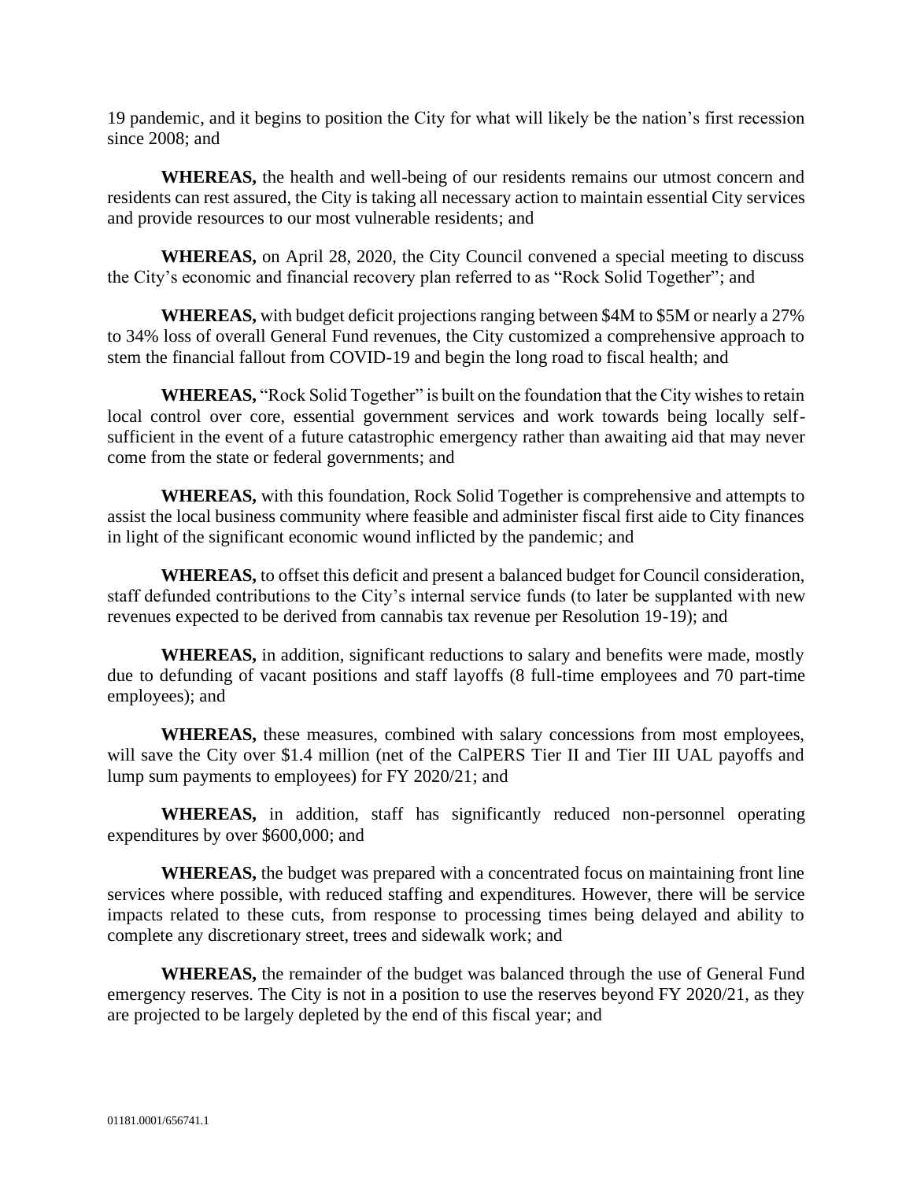19 pandemic, and it begins to position the City for what will likely be the nation's first recession since 2008; and

**WHEREAS,** the health and well-being of our residents remains our utmost concern and residents can rest assured, the City is taking all necessary action to maintain essential City services and provide resources to our most vulnerable residents; and

**WHEREAS,** on April 28, 2020, the City Council convened a special meeting to discuss the City's economic and financial recovery plan referred to as "Rock Solid Together"; and

**WHEREAS,** with budget deficit projections ranging between $4M to $5M or nearly a 27% to 34% loss of overall General Fund revenues, the City customized a comprehensive approach to stem the financial fallout from COVID-19 and begin the long road to fiscal health; and

**WHEREAS,** "Rock Solid Together" is built on the foundation that the City wishes to retain local control over core, essential government services and work towards being locally self-sufficient in the event of a future catastrophic emergency rather than awaiting aid that may never come from the state or federal governments; and

**WHEREAS,** with this foundation, Rock Solid Together is comprehensive and attempts to assist the local business community where feasible and administer fiscal first aide to City finances in light of the significant economic wound inflicted by the pandemic; and

**WHEREAS,** to offset this deficit and present a balanced budget for Council consideration, staff defunded contributions to the City's internal service funds (to later be supplanted with new revenues expected to be derived from cannabis tax revenue per Resolution 19-19); and

**WHEREAS,** in addition, significant reductions to salary and benefits were made, mostly due to defunding of vacant positions and staff layoffs (8 full-time employees and 70 part-time employees); and

**WHEREAS,** these measures, combined with salary concessions from most employees, will save the City over $1.4 million (net of the CalPERS Tier II and Tier III UAL payoffs and lump sum payments to employees) for FY 2020/21; and

**WHEREAS,** in addition, staff has significantly reduced non-personnel operating expenditures by over $600,000; and

**WHEREAS,** the budget was prepared with a concentrated focus on maintaining front line services where possible, with reduced staffing and expenditures. However, there will be service impacts related to these cuts, from response to processing times being delayed and ability to complete any discretionary street, trees and sidewalk work; and

**WHEREAS,** the remainder of the budget was balanced through the use of General Fund emergency reserves. The City is not in a position to use the reserves beyond FY 2020/21, as they are projected to be largely depleted by the end of this fiscal year; and

01181.0001/656741.1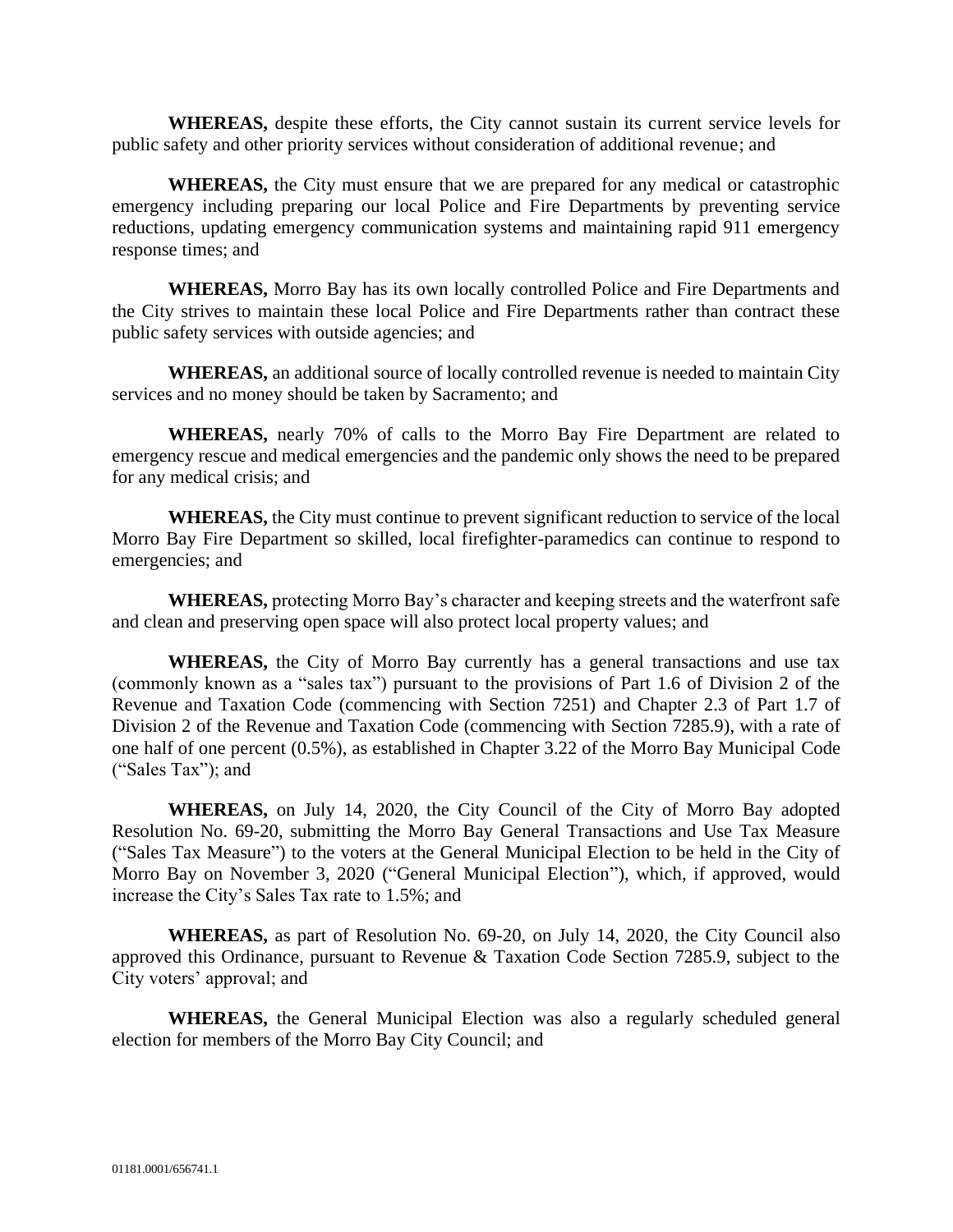**WHEREAS,** despite these efforts, the City cannot sustain its current service levels for public safety and other priority services without consideration of additional revenue; and

**WHEREAS,** the City must ensure that we are prepared for any medical or catastrophic emergency including preparing our local Police and Fire Departments by preventing service reductions, updating emergency communication systems and maintaining rapid 911 emergency response times; and

**WHEREAS,** Morro Bay has its own locally controlled Police and Fire Departments and the City strives to maintain these local Police and Fire Departments rather than contract these public safety services with outside agencies; and

**WHEREAS,** an additional source of locally controlled revenue is needed to maintain City services and no money should be taken by Sacramento; and

**WHEREAS,** nearly 70% of calls to the Morro Bay Fire Department are related to emergency rescue and medical emergencies and the pandemic only shows the need to be prepared for any medical crisis; and

**WHEREAS,** the City must continue to prevent significant reduction to service of the local Morro Bay Fire Department so skilled, local firefighter-paramedics can continue to respond to emergencies; and

**WHEREAS,** protecting Morro Bay's character and keeping streets and the waterfront safe and clean and preserving open space will also protect local property values; and

**WHEREAS,** the City of Morro Bay currently has a general transactions and use tax (commonly known as a "sales tax") pursuant to the provisions of Part 1.6 of Division 2 of the Revenue and Taxation Code (commencing with Section 7251) and Chapter 2.3 of Part 1.7 of Division 2 of the Revenue and Taxation Code (commencing with Section 7285.9), with a rate of one half of one percent (0.5%), as established in Chapter 3.22 of the Morro Bay Municipal Code ("Sales Tax"); and

**WHEREAS,** on July 14, 2020, the City Council of the City of Morro Bay adopted Resolution No. 69-20, submitting the Morro Bay General Transactions and Use Tax Measure ("Sales Tax Measure") to the voters at the General Municipal Election to be held in the City of Morro Bay on November 3, 2020 ("General Municipal Election"), which, if approved, would increase the City's Sales Tax rate to 1.5%; and

**WHEREAS,** as part of Resolution No. 69-20, on July 14, 2020, the City Council also approved this Ordinance, pursuant to Revenue & Taxation Code Section 7285.9, subject to the City voters' approval; and

**WHEREAS,** the General Municipal Election was also a regularly scheduled general election for members of the Morro Bay City Council; and

01181.0001/656741.1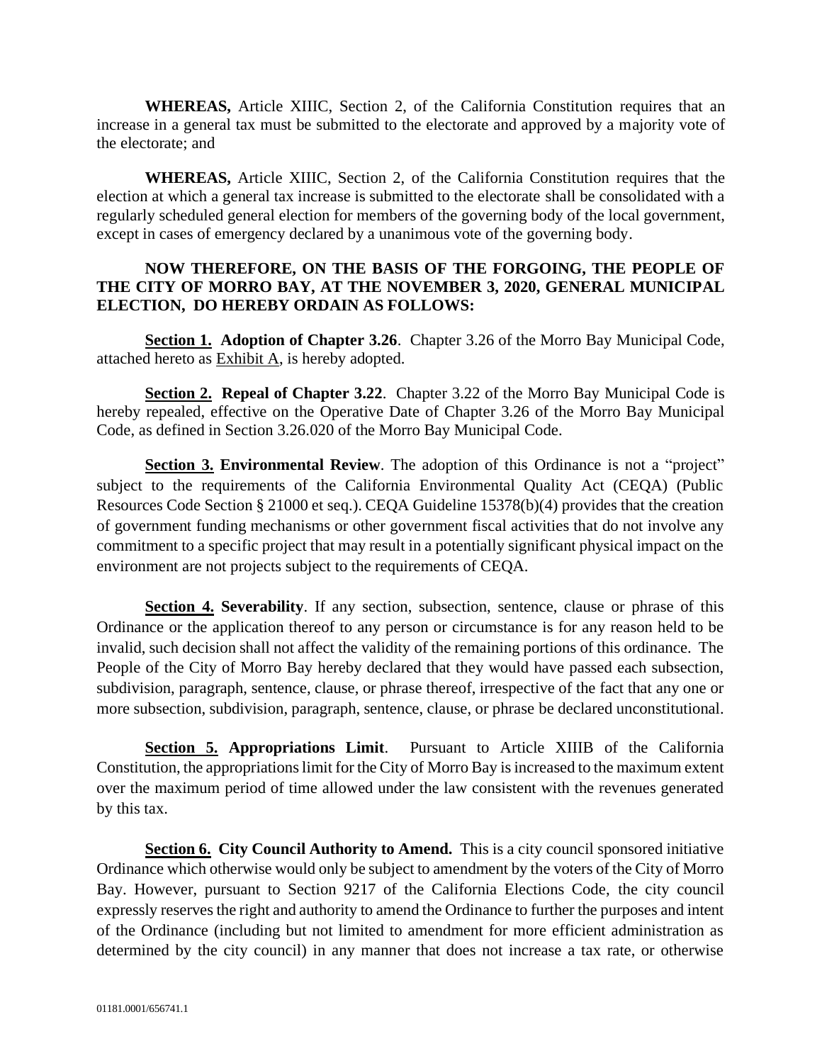**WHEREAS,** Article XIIIC, Section 2, of the California Constitution requires that an increase in a general tax must be submitted to the electorate and approved by a majority vote of the electorate; and

**WHEREAS,** Article XIIIC, Section 2, of the California Constitution requires that the election at which a general tax increase is submitted to the electorate shall be consolidated with a regularly scheduled general election for members of the governing body of the local government, except in cases of emergency declared by a unanimous vote of the governing body.

**NOW THEREFORE, ON THE BASIS OF THE FORGOING, THE PEOPLE OF THE CITY OF MORRO BAY, AT THE NOVEMBER 3, 2020, GENERAL MUNICIPAL ELECTION, DO HEREBY ORDAIN AS FOLLOWS:**

**Section 1. Adoption of Chapter 3.26**. Chapter 3.26 of the Morro Bay Municipal Code, attached hereto as Exhibit A, is hereby adopted.

**Section 2. Repeal of Chapter 3.22**. Chapter 3.22 of the Morro Bay Municipal Code is hereby repealed, effective on the Operative Date of Chapter 3.26 of the Morro Bay Municipal Code, as defined in Section 3.26.020 of the Morro Bay Municipal Code.

**Section 3. Environmental Review**. The adoption of this Ordinance is not a "project" subject to the requirements of the California Environmental Quality Act (CEQA) (Public Resources Code Section § 21000 et seq.). CEQA Guideline 15378(b)(4) provides that the creation of government funding mechanisms or other government fiscal activities that do not involve any commitment to a specific project that may result in a potentially significant physical impact on the environment are not projects subject to the requirements of CEQA.

**Section 4. Severability**. If any section, subsection, sentence, clause or phrase of this Ordinance or the application thereof to any person or circumstance is for any reason held to be invalid, such decision shall not affect the validity of the remaining portions of this ordinance. The People of the City of Morro Bay hereby declared that they would have passed each subsection, subdivision, paragraph, sentence, clause, or phrase thereof, irrespective of the fact that any one or more subsection, subdivision, paragraph, sentence, clause, or phrase be declared unconstitutional.

**Section 5. Appropriations Limit**. Pursuant to Article XIIIB of the California Constitution, the appropriations limit for the City of Morro Bay is increased to the maximum extent over the maximum period of time allowed under the law consistent with the revenues generated by this tax.

**Section 6. City Council Authority to Amend.** This is a city council sponsored initiative Ordinance which otherwise would only be subject to amendment by the voters of the City of Morro Bay. However, pursuant to Section 9217 of the California Elections Code, the city council expressly reserves the right and authority to amend the Ordinance to further the purposes and intent of the Ordinance (including but not limited to amendment for more efficient administration as determined by the city council) in any manner that does not increase a tax rate, or otherwise

01181.0001/656741.1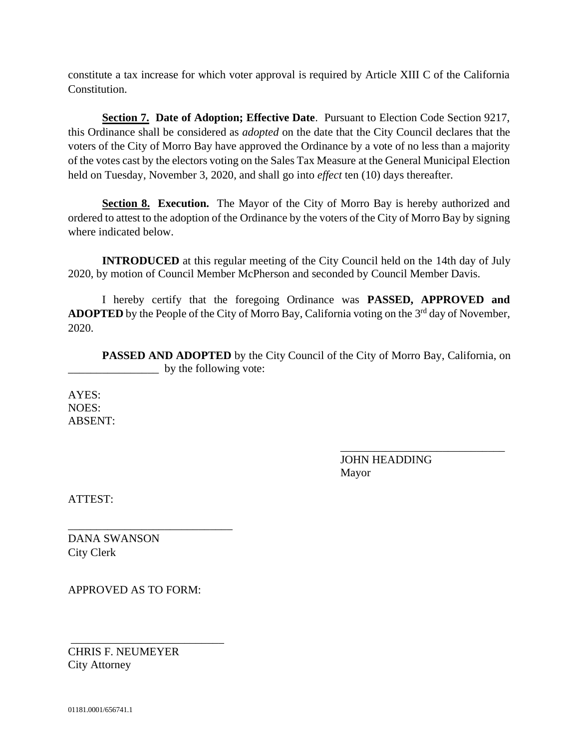constitute a tax increase for which voter approval is required by Article XIII C of the California Constitution.

**Section 7. Date of Adoption; Effective Date**. Pursuant to Election Code Section 9217, this Ordinance shall be considered as *adopted* on the date that the City Council declares that the voters of the City of Morro Bay have approved the Ordinance by a vote of no less than a majority of the votes cast by the electors voting on the Sales Tax Measure at the General Municipal Election held on Tuesday, November 3, 2020, and shall go into *effect* ten (10) days thereafter.

**Section 8. Execution.** The Mayor of the City of Morro Bay is hereby authorized and ordered to attest to the adoption of the Ordinance by the voters of the City of Morro Bay by signing where indicated below.

**INTRODUCED** at this regular meeting of the City Council held on the 14th day of July 2020, by motion of Council Member McPherson and seconded by Council Member Davis.

I hereby certify that the foregoing Ordinance was **PASSED, APPROVED and ADOPTED** by the People of the City of Morro Bay, California voting on the 3rd day of November, 2020.

**PASSED AND ADOPTED** by the City Council of the City of Morro Bay, California, on ________________ by the following vote:

AYES:
NOES:
ABSENT:

_____________________________
JOHN HEADDING
Mayor

ATTEST:

_____________________________
DANA SWANSON
City Clerk

APPROVED AS TO FORM:

_____________________________
CHRIS F. NEUMEYER
City Attorney

01181.0001/656741.1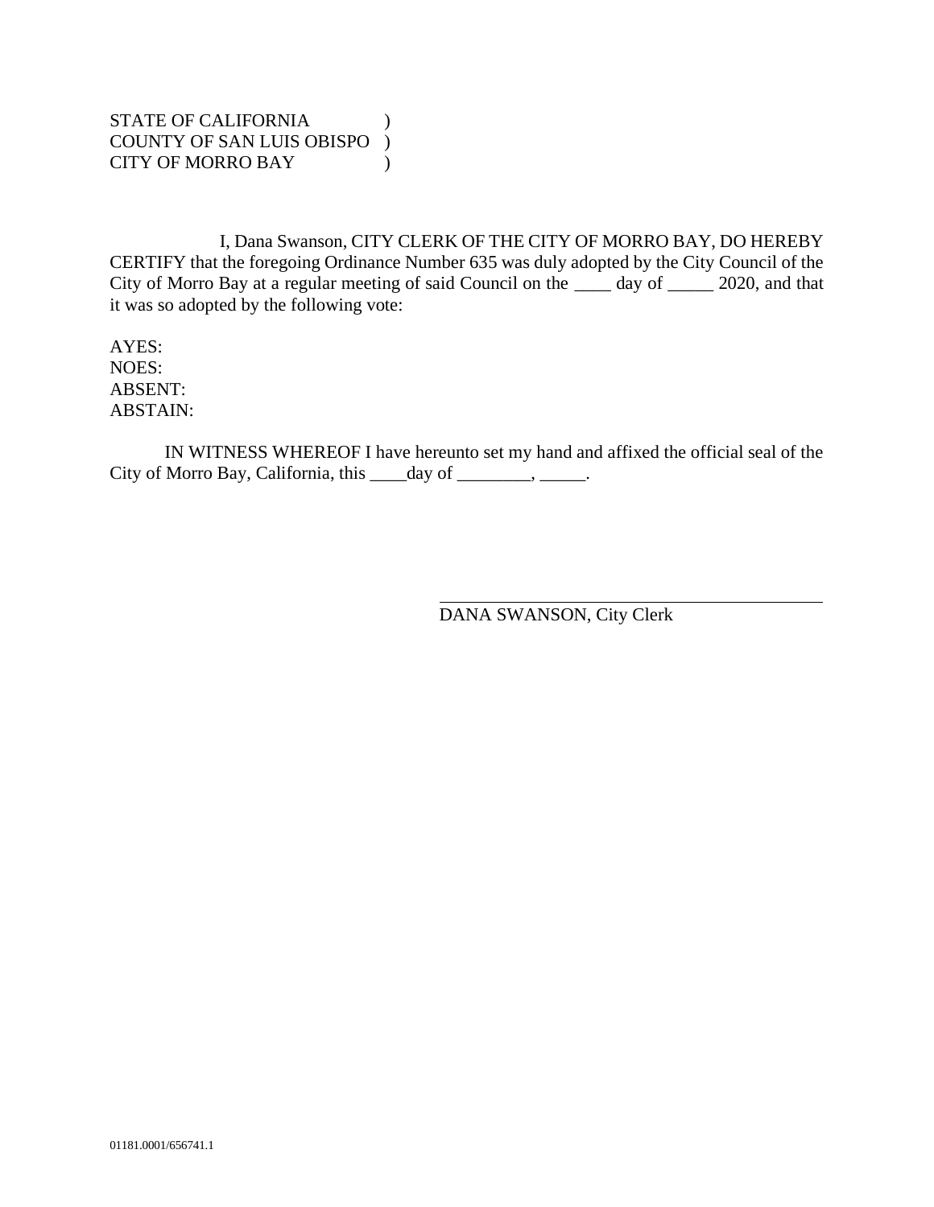STATE OF CALIFORNIA )
COUNTY OF SAN LUIS OBISPO )
CITY OF MORRO BAY )

I, Dana Swanson, CITY CLERK OF THE CITY OF MORRO BAY, DO HEREBY CERTIFY that the foregoing Ordinance Number 635 was duly adopted by the City Council of the City of Morro Bay at a regular meeting of said Council on the ____ day of _____ 2020, and that it was so adopted by the following vote:

AYES:
NOES:
ABSENT:
ABSTAIN:

IN WITNESS WHEREOF I have hereunto set my hand and affixed the official seal of the City of Morro Bay, California, this ____day of ________, _____.

DANA SWANSON, City Clerk

01181.0001/656741.1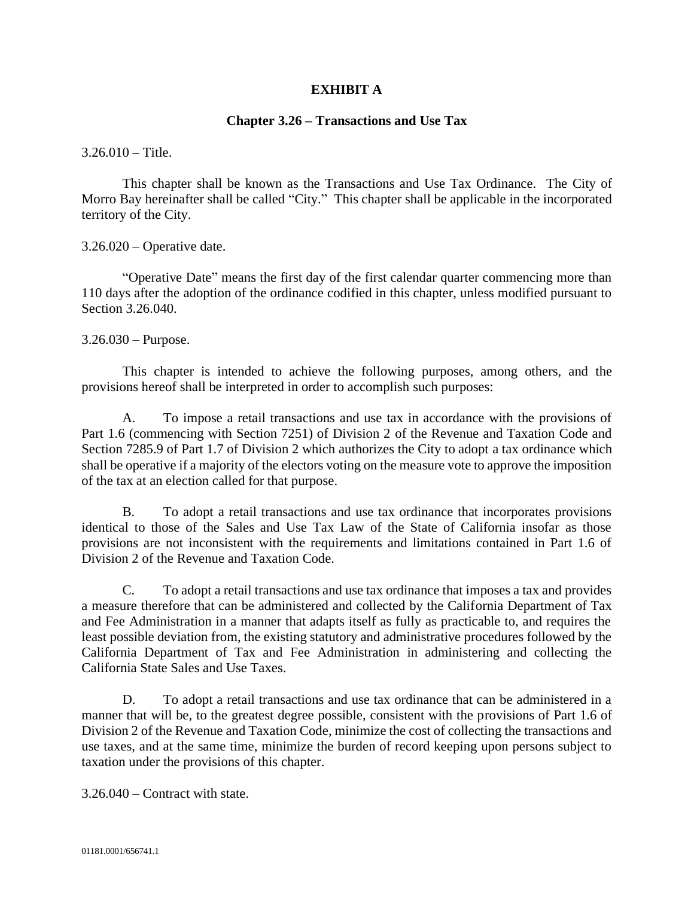**EXHIBIT A**

**Chapter 3.26 – Transactions and Use Tax**

3.26.010 – Title.

This chapter shall be known as the Transactions and Use Tax Ordinance. The City of Morro Bay hereinafter shall be called "City." This chapter shall be applicable in the incorporated territory of the City.

3.26.020 – Operative date.

"Operative Date" means the first day of the first calendar quarter commencing more than 110 days after the adoption of the ordinance codified in this chapter, unless modified pursuant to Section 3.26.040.

3.26.030 – Purpose.

This chapter is intended to achieve the following purposes, among others, and the provisions hereof shall be interpreted in order to accomplish such purposes:

A. To impose a retail transactions and use tax in accordance with the provisions of Part 1.6 (commencing with Section 7251) of Division 2 of the Revenue and Taxation Code and Section 7285.9 of Part 1.7 of Division 2 which authorizes the City to adopt a tax ordinance which shall be operative if a majority of the electors voting on the measure vote to approve the imposition of the tax at an election called for that purpose.

B. To adopt a retail transactions and use tax ordinance that incorporates provisions identical to those of the Sales and Use Tax Law of the State of California insofar as those provisions are not inconsistent with the requirements and limitations contained in Part 1.6 of Division 2 of the Revenue and Taxation Code.

C. To adopt a retail transactions and use tax ordinance that imposes a tax and provides a measure therefore that can be administered and collected by the California Department of Tax and Fee Administration in a manner that adapts itself as fully as practicable to, and requires the least possible deviation from, the existing statutory and administrative procedures followed by the California Department of Tax and Fee Administration in administering and collecting the California State Sales and Use Taxes.

D. To adopt a retail transactions and use tax ordinance that can be administered in a manner that will be, to the greatest degree possible, consistent with the provisions of Part 1.6 of Division 2 of the Revenue and Taxation Code, minimize the cost of collecting the transactions and use taxes, and at the same time, minimize the burden of record keeping upon persons subject to taxation under the provisions of this chapter.

3.26.040 – Contract with state.

01181.0001/656741.1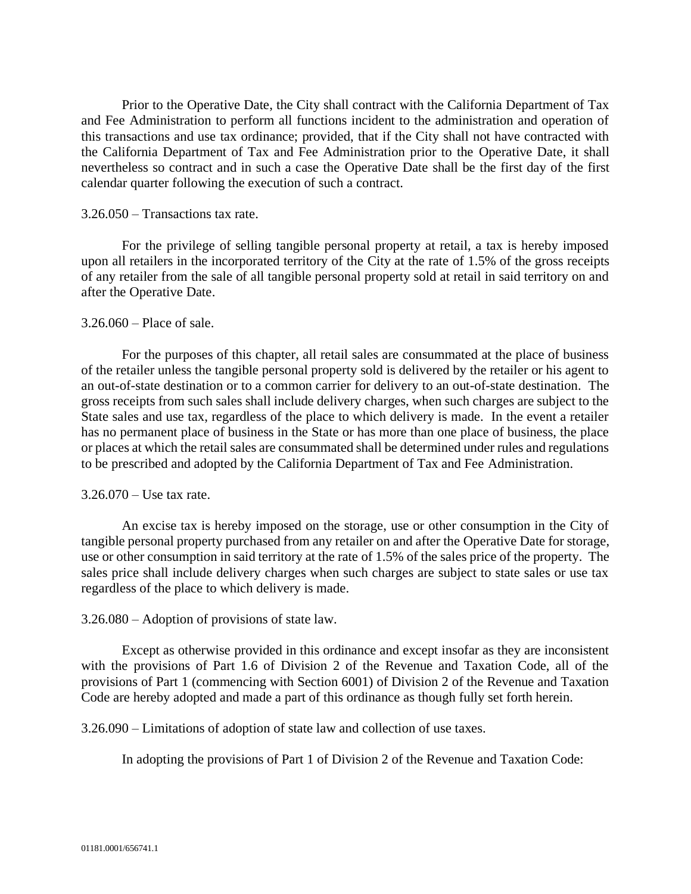Prior to the Operative Date, the City shall contract with the California Department of Tax and Fee Administration to perform all functions incident to the administration and operation of this transactions and use tax ordinance; provided, that if the City shall not have contracted with the California Department of Tax and Fee Administration prior to the Operative Date, it shall nevertheless so contract and in such a case the Operative Date shall be the first day of the first calendar quarter following the execution of such a contract.

3.26.050 – Transactions tax rate.

For the privilege of selling tangible personal property at retail, a tax is hereby imposed upon all retailers in the incorporated territory of the City at the rate of 1.5% of the gross receipts of any retailer from the sale of all tangible personal property sold at retail in said territory on and after the Operative Date.

3.26.060 – Place of sale.

For the purposes of this chapter, all retail sales are consummated at the place of business of the retailer unless the tangible personal property sold is delivered by the retailer or his agent to an out-of-state destination or to a common carrier for delivery to an out-of-state destination. The gross receipts from such sales shall include delivery charges, when such charges are subject to the State sales and use tax, regardless of the place to which delivery is made. In the event a retailer has no permanent place of business in the State or has more than one place of business, the place or places at which the retail sales are consummated shall be determined under rules and regulations to be prescribed and adopted by the California Department of Tax and Fee Administration.

3.26.070 – Use tax rate.

An excise tax is hereby imposed on the storage, use or other consumption in the City of tangible personal property purchased from any retailer on and after the Operative Date for storage, use or other consumption in said territory at the rate of 1.5% of the sales price of the property. The sales price shall include delivery charges when such charges are subject to state sales or use tax regardless of the place to which delivery is made.

3.26.080 – Adoption of provisions of state law.

Except as otherwise provided in this ordinance and except insofar as they are inconsistent with the provisions of Part 1.6 of Division 2 of the Revenue and Taxation Code, all of the provisions of Part 1 (commencing with Section 6001) of Division 2 of the Revenue and Taxation Code are hereby adopted and made a part of this ordinance as though fully set forth herein.

3.26.090 – Limitations of adoption of state law and collection of use taxes.

In adopting the provisions of Part 1 of Division 2 of the Revenue and Taxation Code: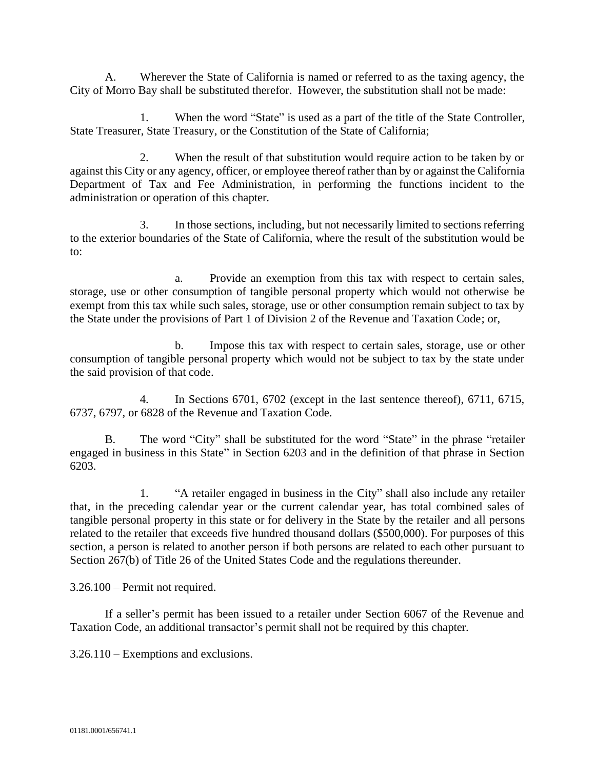A. Wherever the State of California is named or referred to as the taxing agency, the City of Morro Bay shall be substituted therefor. However, the substitution shall not be made:

1. When the word "State" is used as a part of the title of the State Controller, State Treasurer, State Treasury, or the Constitution of the State of California;

2. When the result of that substitution would require action to be taken by or against this City or any agency, officer, or employee thereof rather than by or against the California Department of Tax and Fee Administration, in performing the functions incident to the administration or operation of this chapter.

3. In those sections, including, but not necessarily limited to sections referring to the exterior boundaries of the State of California, where the result of the substitution would be to:

a. Provide an exemption from this tax with respect to certain sales, storage, use or other consumption of tangible personal property which would not otherwise be exempt from this tax while such sales, storage, use or other consumption remain subject to tax by the State under the provisions of Part 1 of Division 2 of the Revenue and Taxation Code; or,

b. Impose this tax with respect to certain sales, storage, use or other consumption of tangible personal property which would not be subject to tax by the state under the said provision of that code.

4. In Sections 6701, 6702 (except in the last sentence thereof), 6711, 6715, 6737, 6797, or 6828 of the Revenue and Taxation Code.

B. The word "City" shall be substituted for the word "State" in the phrase "retailer engaged in business in this State" in Section 6203 and in the definition of that phrase in Section 6203.

1. "A retailer engaged in business in the City" shall also include any retailer that, in the preceding calendar year or the current calendar year, has total combined sales of tangible personal property in this state or for delivery in the State by the retailer and all persons related to the retailer that exceeds five hundred thousand dollars ($500,000). For purposes of this section, a person is related to another person if both persons are related to each other pursuant to Section 267(b) of Title 26 of the United States Code and the regulations thereunder.

3.26.100 – Permit not required.

If a seller's permit has been issued to a retailer under Section 6067 of the Revenue and Taxation Code, an additional transactor's permit shall not be required by this chapter.

3.26.110 – Exemptions and exclusions.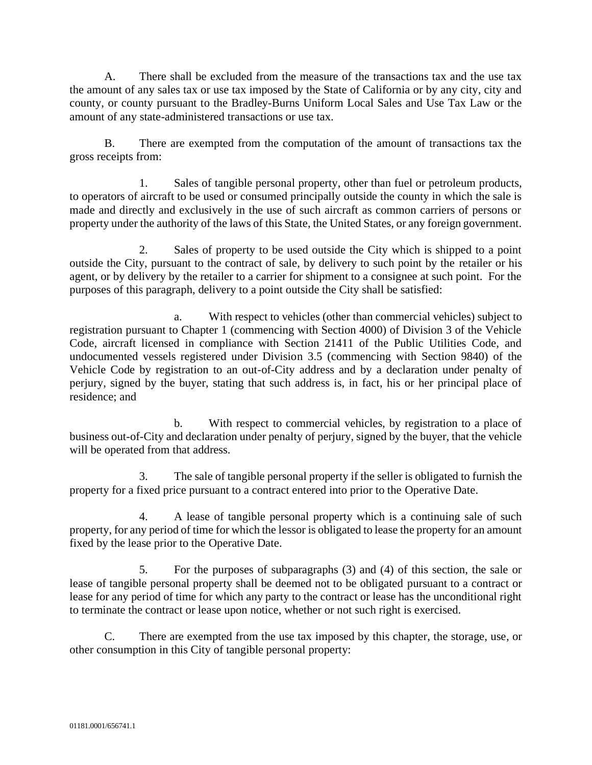A. There shall be excluded from the measure of the transactions tax and the use tax the amount of any sales tax or use tax imposed by the State of California or by any city, city and county, or county pursuant to the Bradley-Burns Uniform Local Sales and Use Tax Law or the amount of any state-administered transactions or use tax.

B. There are exempted from the computation of the amount of transactions tax the gross receipts from:

1. Sales of tangible personal property, other than fuel or petroleum products, to operators of aircraft to be used or consumed principally outside the county in which the sale is made and directly and exclusively in the use of such aircraft as common carriers of persons or property under the authority of the laws of this State, the United States, or any foreign government.

2. Sales of property to be used outside the City which is shipped to a point outside the City, pursuant to the contract of sale, by delivery to such point by the retailer or his agent, or by delivery by the retailer to a carrier for shipment to a consignee at such point. For the purposes of this paragraph, delivery to a point outside the City shall be satisfied:

a. With respect to vehicles (other than commercial vehicles) subject to registration pursuant to Chapter 1 (commencing with Section 4000) of Division 3 of the Vehicle Code, aircraft licensed in compliance with Section 21411 of the Public Utilities Code, and undocumented vessels registered under Division 3.5 (commencing with Section 9840) of the Vehicle Code by registration to an out-of-City address and by a declaration under penalty of perjury, signed by the buyer, stating that such address is, in fact, his or her principal place of residence; and

b. With respect to commercial vehicles, by registration to a place of business out-of-City and declaration under penalty of perjury, signed by the buyer, that the vehicle will be operated from that address.

3. The sale of tangible personal property if the seller is obligated to furnish the property for a fixed price pursuant to a contract entered into prior to the Operative Date.

4. A lease of tangible personal property which is a continuing sale of such property, for any period of time for which the lessor is obligated to lease the property for an amount fixed by the lease prior to the Operative Date.

5. For the purposes of subparagraphs (3) and (4) of this section, the sale or lease of tangible personal property shall be deemed not to be obligated pursuant to a contract or lease for any period of time for which any party to the contract or lease has the unconditional right to terminate the contract or lease upon notice, whether or not such right is exercised.

C. There are exempted from the use tax imposed by this chapter, the storage, use, or other consumption in this City of tangible personal property:

01181.0001/656741.1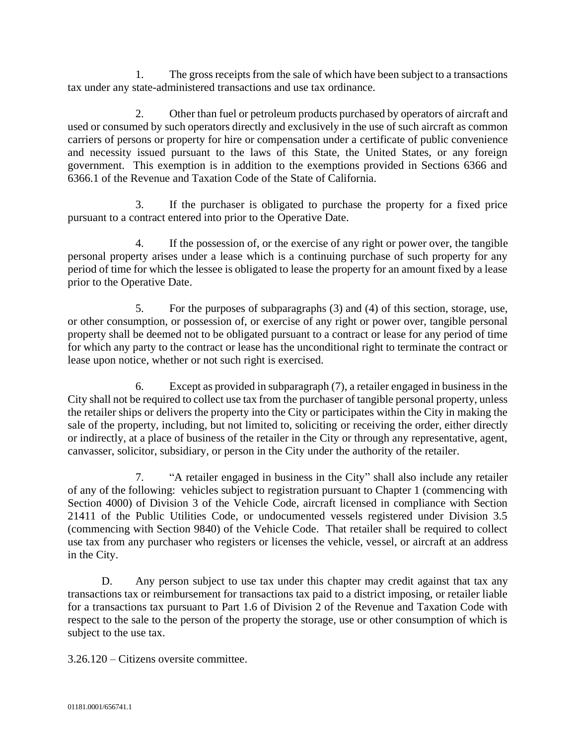1. The gross receipts from the sale of which have been subject to a transactions tax under any state-administered transactions and use tax ordinance.

2. Other than fuel or petroleum products purchased by operators of aircraft and used or consumed by such operators directly and exclusively in the use of such aircraft as common carriers of persons or property for hire or compensation under a certificate of public convenience and necessity issued pursuant to the laws of this State, the United States, or any foreign government. This exemption is in addition to the exemptions provided in Sections 6366 and 6366.1 of the Revenue and Taxation Code of the State of California.

3. If the purchaser is obligated to purchase the property for a fixed price pursuant to a contract entered into prior to the Operative Date.

4. If the possession of, or the exercise of any right or power over, the tangible personal property arises under a lease which is a continuing purchase of such property for any period of time for which the lessee is obligated to lease the property for an amount fixed by a lease prior to the Operative Date.

5. For the purposes of subparagraphs (3) and (4) of this section, storage, use, or other consumption, or possession of, or exercise of any right or power over, tangible personal property shall be deemed not to be obligated pursuant to a contract or lease for any period of time for which any party to the contract or lease has the unconditional right to terminate the contract or lease upon notice, whether or not such right is exercised.

6. Except as provided in subparagraph (7), a retailer engaged in business in the City shall not be required to collect use tax from the purchaser of tangible personal property, unless the retailer ships or delivers the property into the City or participates within the City in making the sale of the property, including, but not limited to, soliciting or receiving the order, either directly or indirectly, at a place of business of the retailer in the City or through any representative, agent, canvasser, solicitor, subsidiary, or person in the City under the authority of the retailer.

7. "A retailer engaged in business in the City" shall also include any retailer of any of the following: vehicles subject to registration pursuant to Chapter 1 (commencing with Section 4000) of Division 3 of the Vehicle Code, aircraft licensed in compliance with Section 21411 of the Public Utilities Code, or undocumented vessels registered under Division 3.5 (commencing with Section 9840) of the Vehicle Code. That retailer shall be required to collect use tax from any purchaser who registers or licenses the vehicle, vessel, or aircraft at an address in the City.

D. Any person subject to use tax under this chapter may credit against that tax any transactions tax or reimbursement for transactions tax paid to a district imposing, or retailer liable for a transactions tax pursuant to Part 1.6 of Division 2 of the Revenue and Taxation Code with respect to the sale to the person of the property the storage, use or other consumption of which is subject to the use tax.

3.26.120 – Citizens oversite committee.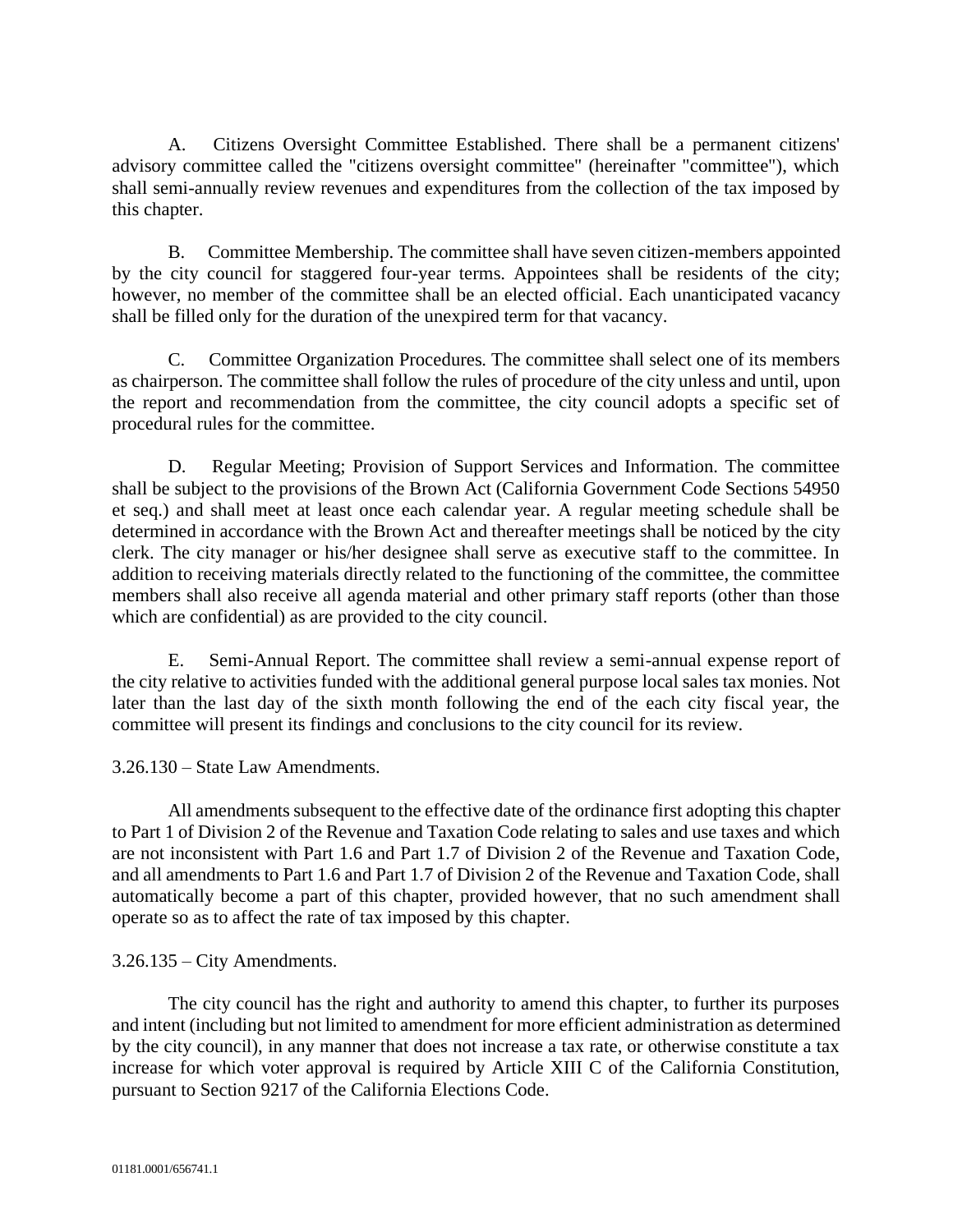A. Citizens Oversight Committee Established. There shall be a permanent citizens' advisory committee called the "citizens oversight committee" (hereinafter "committee"), which shall semi-annually review revenues and expenditures from the collection of the tax imposed by this chapter.

B. Committee Membership. The committee shall have seven citizen-members appointed by the city council for staggered four-year terms. Appointees shall be residents of the city; however, no member of the committee shall be an elected official. Each unanticipated vacancy shall be filled only for the duration of the unexpired term for that vacancy.

C. Committee Organization Procedures. The committee shall select one of its members as chairperson. The committee shall follow the rules of procedure of the city unless and until, upon the report and recommendation from the committee, the city council adopts a specific set of procedural rules for the committee.

D. Regular Meeting; Provision of Support Services and Information. The committee shall be subject to the provisions of the Brown Act (California Government Code Sections 54950 et seq.) and shall meet at least once each calendar year. A regular meeting schedule shall be determined in accordance with the Brown Act and thereafter meetings shall be noticed by the city clerk. The city manager or his/her designee shall serve as executive staff to the committee. In addition to receiving materials directly related to the functioning of the committee, the committee members shall also receive all agenda material and other primary staff reports (other than those which are confidential) as are provided to the city council.

E. Semi-Annual Report. The committee shall review a semi-annual expense report of the city relative to activities funded with the additional general purpose local sales tax monies. Not later than the last day of the sixth month following the end of the each city fiscal year, the committee will present its findings and conclusions to the city council for its review.

3.26.130 – State Law Amendments.

All amendments subsequent to the effective date of the ordinance first adopting this chapter to Part 1 of Division 2 of the Revenue and Taxation Code relating to sales and use taxes and which are not inconsistent with Part 1.6 and Part 1.7 of Division 2 of the Revenue and Taxation Code, and all amendments to Part 1.6 and Part 1.7 of Division 2 of the Revenue and Taxation Code, shall automatically become a part of this chapter, provided however, that no such amendment shall operate so as to affect the rate of tax imposed by this chapter.

3.26.135 – City Amendments.

The city council has the right and authority to amend this chapter, to further its purposes and intent (including but not limited to amendment for more efficient administration as determined by the city council), in any manner that does not increase a tax rate, or otherwise constitute a tax increase for which voter approval is required by Article XIII C of the California Constitution, pursuant to Section 9217 of the California Elections Code.

01181.0001/656741.1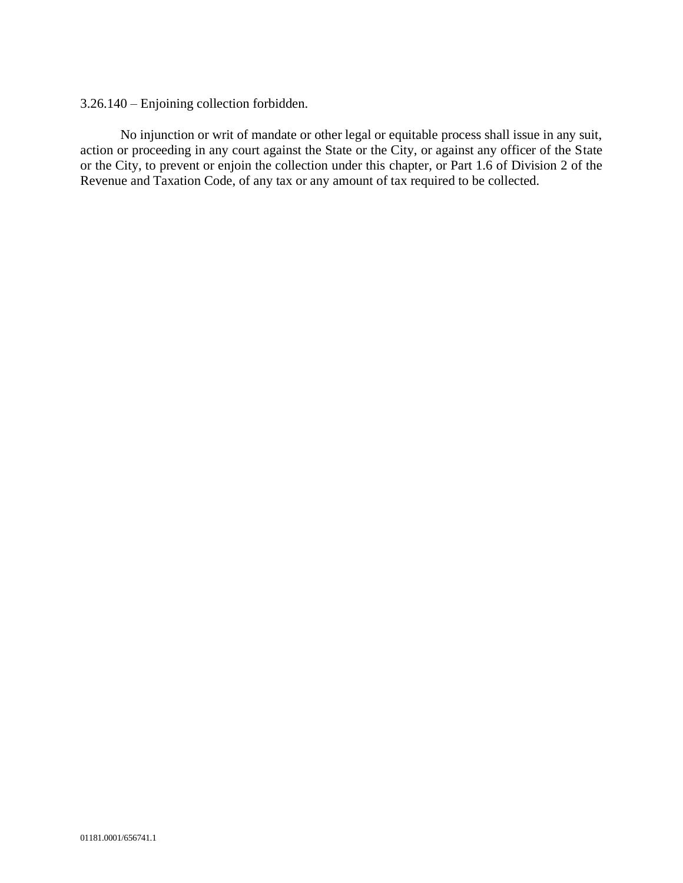3.26.140 – Enjoining collection forbidden.

No injunction or writ of mandate or other legal or equitable process shall issue in any suit, action or proceeding in any court against the State or the City, or against any officer of the State or the City, to prevent or enjoin the collection under this chapter, or Part 1.6 of Division 2 of the Revenue and Taxation Code, of any tax or any amount of tax required to be collected.